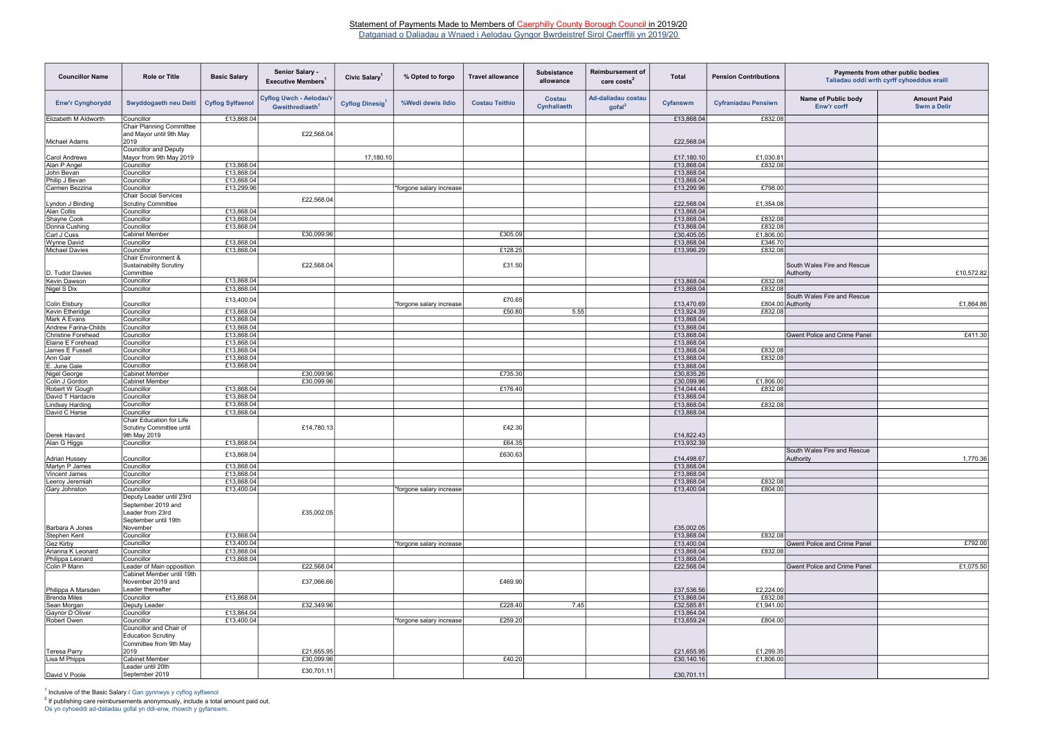# Statement of Payments Made to Members of Caerphilly County Borough Council in 2019/20

Datganiad o Daliadau a Wnaed i Aelodau Gyngor Bwrdeistref Sirol Caerffili yn 2019/20

| Councillor Name | Role or Title | Basic Salary | Senior Salary - Executive Members[1] | Civic Salary[1] | % Opted to forgo | Travel allowance | Subsistance allowance | Reimbursement of care costs[2] | Total | Pension Contributions | Payments from other public bodies Taliadau oddi wrth cyrff cyhoeddus eraill | |
|---|---|---|---|---|---|---|---|---|---|---|---|---|
| Enw'r Cynghorydd | Swyddogaeth neu Deitl | Cyflog Sylfaenol | Cyflog Uwch - Aelodau'r Gweithrediaeth[1] | Cyflog Dinesig[1] | %Wedi dewis ildio | Costau Teithio | Costau Cynhaliaeth | Ad-daliadau costau gofal[2] | Cyfanswm | Cyfraniadau Pensiwn | Name of Public body Enw'r corff | Amount Paid Swm a Delir |
| Elizabeth M Aldworth | Councillor | £13,868.04 | | | | | | | £13,868.04 | £832.08 | | |
| Michael Adams | Chair Planning Committee and Mayor until 9th May 2019 | | £22,568.04 | | | | | | £22,568.04 | | | |
| Carol Andrews | Councillor and Deputy Mayor from 9th May 2019 | | | 17,180.10 | | | | | £17,180.10 | £1,030.81 | | |
| Alan P Angel | Councillor | £13,868.04 | | | | | | | £13,868.04 | £832.08 | | |
| John Bevan | Councillor | £13,868.04 | | | | | | | £13,868.04 | | | |
| Philip J Bevan | Councillor | £13,868.04 | | | | | | | £13,868.04 | | | |
| Carmen Bezzina | Councillor | £13,299.96 | | | *forgone salary increase | | | | £13,299.96 | £798.00 | | |
| Lyndon J Binding | Chair Social Services Scrutiny Committee | | £22,568.04 | | | | | | £22,568.04 | £1,354.08 | | |
| Alan Collis | Councillor | £13,868.04 | | | | | | | £13,868.04 | | | |
| Shayne Cook | Councillor | £13,868.04 | | | | | | | £13,868.04 | £832.08 | | |
| Donna Cushing | Councillor | £13,868.04 | | | | | | | £13,868.04 | £832.08 | | |
| Carl J Cuss | Cabinet Member | | £30,099.96 | | | £305.09 | | | £30,405.05 | £1,806.00 | | |
| Wynne David | Councillor | £13,868.04 | | | | | | | £13,868.04 | £346.70 | | |
| Michael Davies | Councillor | £13,868.04 | | | | £128.25 | | | £13,996.29 | £832.08 | | |
| D. Tudor Davies | Chair Environment & Sustainability Scrutiny Committee | | £22,568.04 | | | £31.50 | | | | | South Wales Fire and Rescue Authority | £10,572.82 |
| Kevin Dawson | Councillor | £13,868.04 | | | | | | | £13,868.04 | £832.08 | | |
| Nigel S Dix | Councillor | £13,868.04 | | | | | | | £13,868.04 | £832.08 | | |
| Colin Elsbury | Councillor | £13,400.04 | | | *forgone salary increase | £70.65 | | | £13,470.69 | £804.00 | South Wales Fire and Rescue Authority | £1,864.86 |
| Kevin Etheridge | Councillor | £13,868.04 | | | | £50.80 | 5.55 | | £13,924.39 | £832.08 | | |
| Mark A Evans | Councillor | £13,868.04 | | | | | | | £13,868.04 | | | |
| Andrew Farina-Childs | Councillor | £13,868.04 | | | | | | | £13,868.04 | | | |
| Christine Forehead | Councillor | £13,868.04 | | | | | | | £13,868.04 | | Gwent Police and Crime Panel | £411.30 |
| Elaine E Forehead | Councillor | £13,868.04 | | | | | | | £13,868.04 | | | |
| James E Fussell | Councillor | £13,868.04 | | | | | | | £13,868.04 | £832.08 | | |
| Ann Gair | Councillor | £13,868.04 | | | | | | | £13,868.04 | £832.08 | | |
| E. June Gale | Councillor | £13,868.04 | | | | | | | £13,868.04 | | | |
| Nigel George | Cabinet Member | | £30,099.96 | | | £735.30 | | | £30,835.26 | | | |
| Colin J Gordon | Cabinet Member | | £30,099.96 | | | | | | £30,099.96 | £1,806.00 | | |
| Robert W Gough | Councillor | £13,868.04 | | | | £176.40 | | | £14,044.44 | £832.08 | | |
| David T Hardacre | Councillor | £13,868.04 | | | | | | | £13,868.04 | | | |
| Lindsey Harding | Councillor | £13,868.04 | | | | | | | £13,868.04 | £832.08 | | |
| David C Harse | Councillor | £13,868.04 | | | | | | | £13,868.04 | | | |
| Derek Havard | Chair Education for Life Scrutiny Committee until 9th May 2019 | | £14,780.13 | | | £42.30 | | | £14,822.43 | | | |
| Alan G Higgs | Councillor | £13,868.04 | | | | £64.35 | | | £13,932.39 | | | |
| Adrian Hussey | Councillor | £13,868.04 | | | | £630.63 | | | £14,498.67 | | South Wales Fire and Rescue Authority | 1,770.36 |
| Martyn P James | Councillor | £13,868.04 | | | | | | | £13,868.04 | | | |
| Vincent James | Councillor | £13,868.04 | | | | | | | £13,868.04 | | | |
| Leeroy Jeremiah | Councillor | £13,868.04 | | | | | | | £13,868.04 | £832.08 | | |
| Gary Johnston | Councillor | £13,400.04 | | | *forgone salary increase | | | | £13,400.04 | £804.00 | | |
| Barbara A Jones | Deputy Leader until 23rd September 2019 and Leader from 23rd September until 19th November | | £35,002.05 | | | | | | £35,002.05 | | | |
| Stephen Kent | Councillor | £13,868.04 | | | | | | | £13,868.04 | £832.08 | | |
| Gez Kirby | Councillor | £13,400.04 | | | *forgone salary increase | | | | £13,400.04 | | Gwent Police and Crime Panel | £792.00 |
| Arianna K Leonard | Councillor | £13,868.04 | | | | | | | £13,868.04 | £832.08 | | |
| Philippa Leonard | Councillor | £13,868.04 | | | | | | | £13,868.04 | | | |
| Colin P Mann | Leader of Main opposition | | £22,568.04 | | | | | | £22,568.04 | | Gwent Police and Crime Panel | £1,075.50 |
| Philippa A Marsden | Cabinet Member until 19th November 2019 and Leader thereafter | | £37,066.66 | | | £469.90 | | | £37,536.56 | £2,224.00 | | |
| Brenda Miles | Councillor | £13,868.04 | | | | | | | £13,868.04 | £832.08 | | |
| Sean Morgan | Deputy Leader | | £32,349.96 | | | £228.40 | 7.45 | | £32,585.81 | £1,941.00 | | |
| Gaynor D Oliver | Councillor | £13,864.04 | | | | | | | £13,864.04 | | | |
| Robert Owen | Councillor | £13,400.04 | | | *forgone salary increase | £259.20 | | | £13,659.24 | £804.00 | | |
| Teresa Parry | Councillor and Chair of Education Scrutiny Committee from 9th May 2019 | | £21,655.95 | | | | | | £21,655.95 | £1,299.35 | | |
| Lisa M Phipps | Cabinet Member | | £30,099.96 | | | £40.20 | | | £30,140.16 | £1,806.00 | | |
| David V Poole | Leader until 20th September 2019 | | £30,701.11 | | | | | | £30,701.11 | | | |

[1] Inclusive of the Basic Salary / Gan gynnwys y cyflog sylfaenol

[2] If publishing care reimbursements anonymously, include a total amount paid out.
Os yn cyhoeddi ad-daliadau gofal yn ddi-enw, rhowch y gyfanswm.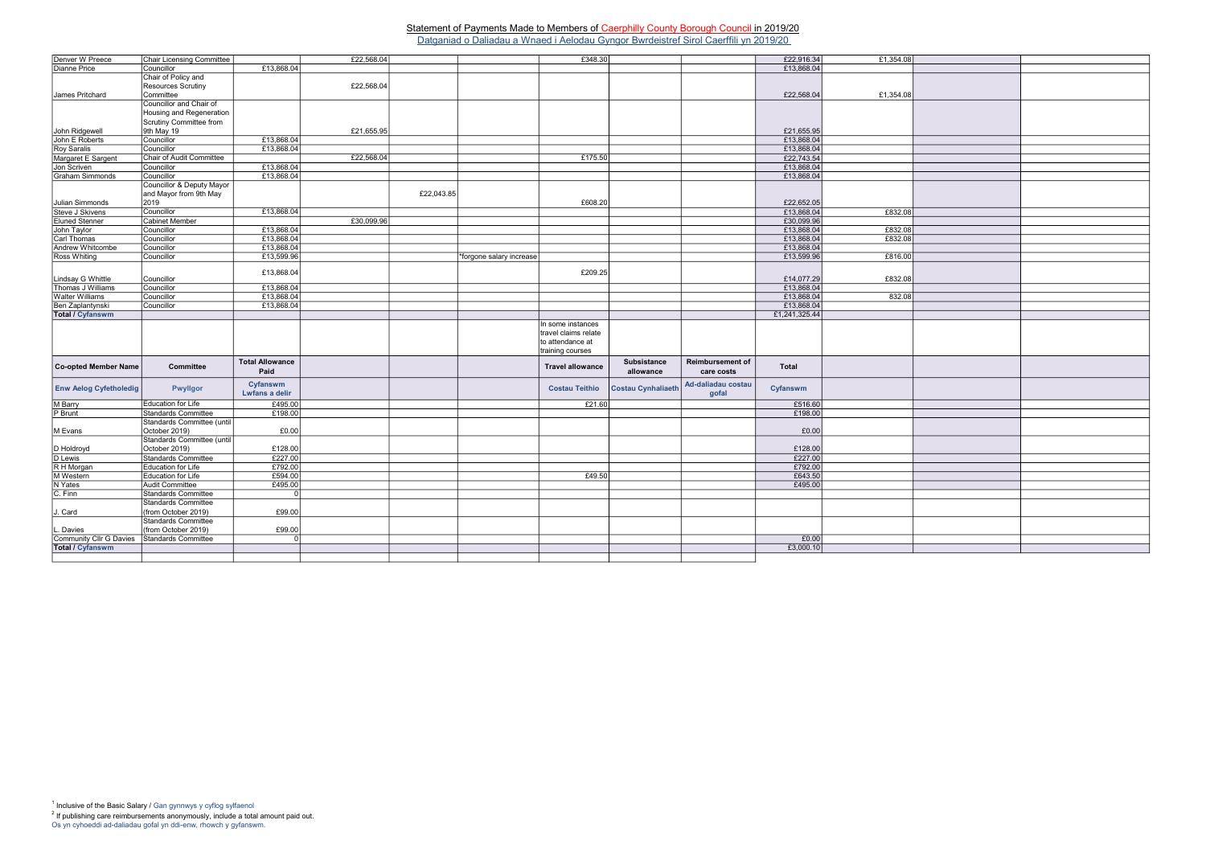# Statement of Payments Made to Members of Caerphilly County Borough Council in 2019/20

Datganiad o Daliadau a Wnaed i Aelodau Gyngor Bwrdeistref Sirol Caerffili yn 2019/20

| | | | | | | | | | | | | |
|---|---|---|---|---|---|---|---|---|---|---|---|---|
| Denver W Preece | Chair Licensing Committee | | £22,568.04 | | | £348.30 | | | £22,916.34 | £1,354.08 | | |
| Dianne Price | Councillor | £13,868.04 | | | | | | | £13,868.04 | | | |
| James Pritchard | Chair of Policy and Resources Scrutiny Committee | | £22,568.04 | | | | | | £22,568.04 | £1,354.08 | | |
| John Ridgewell | Councillor and Chair of Housing and Regeneration Scrutiny Committee from 9th May 19 | | £21,655.95 | | | | | | £21,655.95 | | | |
| John E Roberts | Councillor | £13,868.04 | | | | | | | £13,868.04 | | | |
| Roy Saralis | Councillor | £13,868.04 | | | | | | | £13,868.04 | | | |
| Margaret E Sargent | Chair of Audit Committee | | £22,568.04 | | | £175.50 | | | £22,743.54 | | | |
| Jon Scriven | Councillor | £13,868.04 | | | | | | | £13,868.04 | | | |
| Graham Simmonds | Councillor | £13,868.04 | | | | | | | £13,868.04 | | | |
| Julian Simmonds | Councillor & Deputy Mayor and Mayor from 9th May 2019 | | | £22,043.85 | | £608.20 | | | £22,652.05 | | | |
| Steve J Skivens | Councillor | £13,868.04 | | | | | | | £13,868.04 | £832.08 | | |
| Eluned Stenner | Cabinet Member | | £30,099.96 | | | | | | £30,099.96 | | | |
| John Taylor | Councillor | £13,868.04 | | | | | | | £13,868.04 | £832.08 | | |
| Carl Thomas | Councillor | £13,868.04 | | | | | | | £13,868.04 | £832.08 | | |
| Andrew Whitcombe | Councillor | £13,868.04 | | | | | | | £13,868.04 | | | |
| Ross Whiting | Councillor | £13,599.96 | | | *forgone salary increase | | | | £13,599.96 | £816.00 | | |
| Lindsay G Whittle | Councillor | £13,868.04 | | | | £209.25 | | | £14,077.29 | £832.08 | | |
| Thomas J Williams | Councillor | £13,868.04 | | | | | | | £13,868.04 | | | |
| Walter Williams | Councillor | £13,868.04 | | | | | | | £13,868.04 | 832.08 | | |
| Ben Zaplantynski | Councillor | £13,868.04 | | | | | | | £13,868.04 | | | |
| **Total** / Cyfanswm | | | | | | | | | £1,241,325.44 | | | |
| | | | | | | In some instances travel claims relate to attendance at training courses | | | | | | |

| **Co-opted Member Name** | **Committee** | **Total Allowance Paid** | | | | **Travel allowance** | **Subsistence allowance** | **Reimbursement of care costs** | **Total** | | | |
|---|---|---|---|---|---|---|---|---|---|---|---|---|
| **Enw Aelog Cyfetholedig** | **Pwyllgor** | **Cyfanswm Lwfans a delir** | | | | **Costau Teithio** | **Costau Cynhaliaeth** | **Ad-daliadau costau gofal** | **Cyfanswm** | | | |
| M Barry | Education for Life | £495.00 | | | | £21.60 | | | £516.60 | | | |
| P Brunt | Standards Committee | £198.00 | | | | | | | £198.00 | | | |
| M Evans | Standards Committee (until October 2019) | £0.00 | | | | | | | £0.00 | | | |
| D Holdroyd | Standards Committee (until October 2019) | £128.00 | | | | | | | £128.00 | | | |
| D Lewis | Standards Committee | £227.00 | | | | | | | £227.00 | | | |
| R H Morgan | Education for Life | £792.00 | | | | | | | £792.00 | | | |
| M Western | Education for Life | £594.00 | | | | £49.50 | | | £643.50 | | | |
| N Yates | Audit Committee | £495.00 | | | | | | | £495.00 | | | |
| C. Finn | Standards Committee | 0 | | | | | | | | | | |
| J. Card | Standards Committee (from October 2019) | £99.00 | | | | | | | | | | |
| L. Davies | Standards Committee (from October 2019) | £99.00 | | | | | | | | | | |
| Community Cllr G Davies | Standards Committee | 0 | | | | | | | £0.00 | | | |
| **Total** / Cyfanswm | | | | | | | | | £3,000.10 | | | |

[1] Inclusive of the Basic Salary / Gan gynnwys y cyflog sylfaenol

[2] If publishing care reimbursements anonymously, include a total amount paid out.
Os yn cyhoeddi ad-daliadau gofal yn ddi-enw, rhowch y gyfanswm.